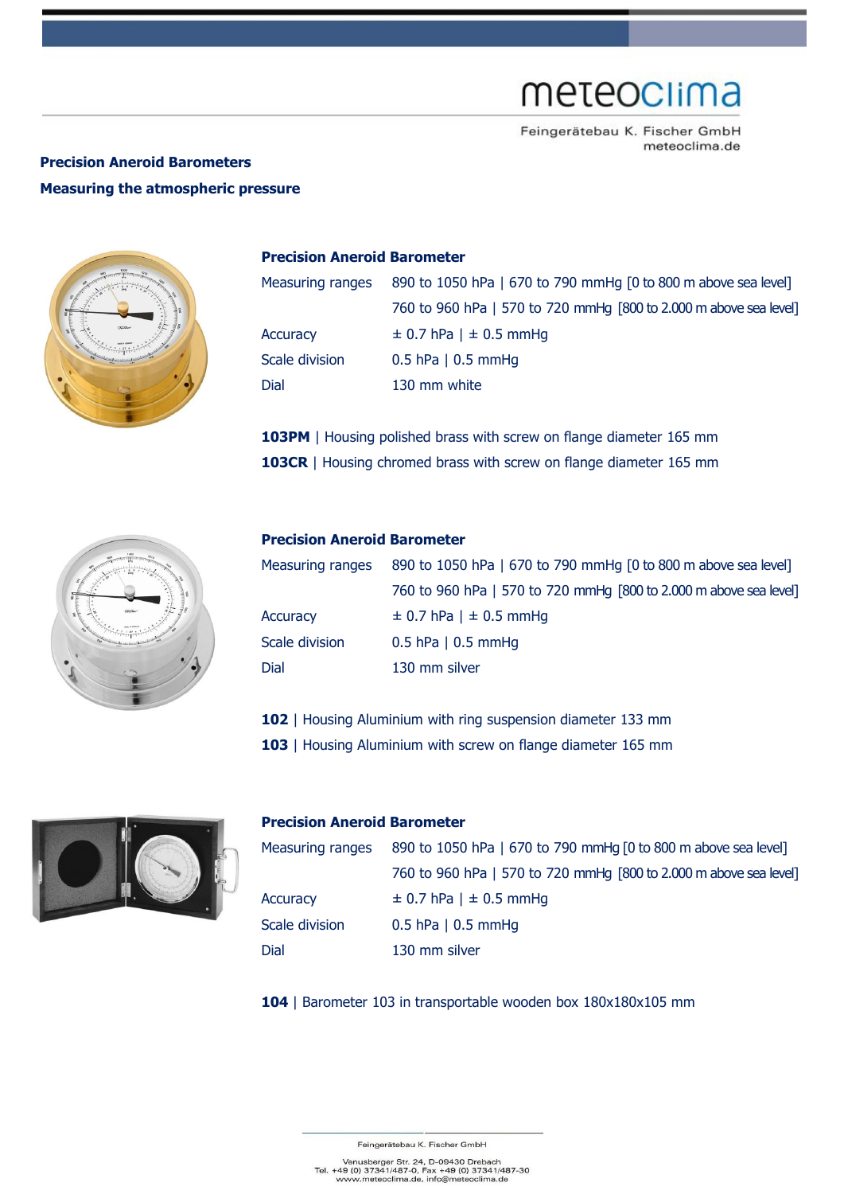meteoclima

Feingerätebau K. Fischer GmbH
meteoclima.de

## Precision Aneroid Barometers

## Measuring the atmospheric pressure

### Precision Aneroid Barometer

| | |
|---|---|
| Measuring ranges | 890 to 1050 hPa \| 670 to 790 mmHg [0 to 800 m above sea level] |
| | 760 to 960 hPa \| 570 to 720 mmHg [800 to 2.000 m above sea level] |
| Accuracy | ± 0.7 hPa \| ± 0.5 mmHg |
| Scale division | 0.5 hPa \| 0.5 mmHg |
| Dial | 130 mm white |

**103PM** | Housing polished brass with screw on flange diameter 165 mm

**103CR** | Housing chromed brass with screw on flange diameter 165 mm

### Precision Aneroid Barometer

| | |
|---|---|
| Measuring ranges | 890 to 1050 hPa \| 670 to 790 mmHg [0 to 800 m above sea level] |
| | 760 to 960 hPa \| 570 to 720 mmHg [800 to 2.000 m above sea level] |
| Accuracy | ± 0.7 hPa \| ± 0.5 mmHg |
| Scale division | 0.5 hPa \| 0.5 mmHg |
| Dial | 130 mm silver |

**102** | Housing Aluminium with ring suspension diameter 133 mm

**103** | Housing Aluminium with screw on flange diameter 165 mm

### Precision Aneroid Barometer

| | |
|---|---|
| Measuring ranges | 890 to 1050 hPa \| 670 to 790 mmHg [0 to 800 m above sea level] |
| | 760 to 960 hPa \| 570 to 720 mmHg [800 to 2.000 m above sea level] |
| Accuracy | ± 0.7 hPa \| ± 0.5 mmHg |
| Scale division | 0.5 hPa \| 0.5 mmHg |
| Dial | 130 mm silver |

**104** | Barometer 103 in transportable wooden box 180x180x105 mm

Feingerätebau K. Fischer GmbH

Venusberger Str. 24, D-09430 Drebach
Tel. +49 (0) 37341/487-0, Fax +49 (0) 37341/487-30
www.meteoclima.de, info@meteoclima.de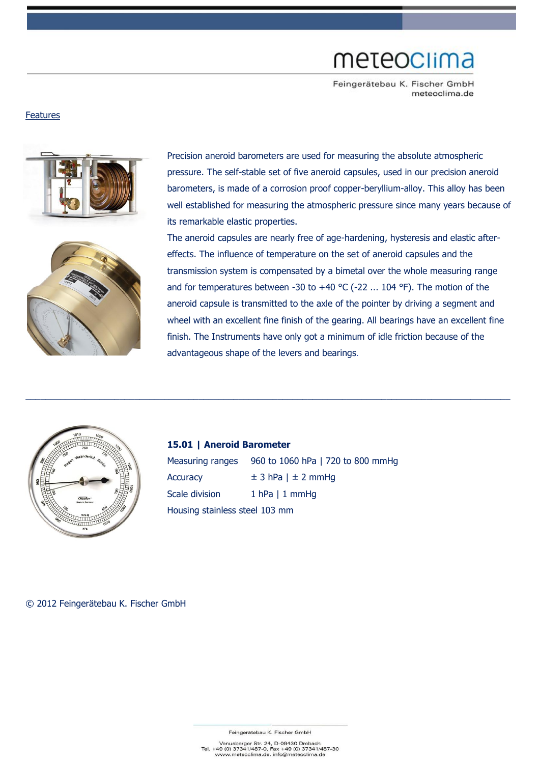[Features](#)

Precision aneroid barometers are used for measuring the absolute atmospheric pressure. The self-stable set of five aneroid capsules, used in our precision aneroid barometers, is made of a corrosion proof copper-beryllium-alloy. This alloy has been well established for measuring the atmospheric pressure since many years because of its remarkable elastic properties.
The aneroid capsules are nearly free of age-hardening, hysteresis and elastic after-effects. The influence of temperature on the set of aneroid capsules and the transmission system is compensated by a bimetal over the whole measuring range and for temperatures between -30 to +40 °C (-22 ... 104 °F). The motion of the aneroid capsule is transmitted to the axle of the pointer by driving a segment and wheel with an excellent fine finish of the gearing. All bearings have an excellent fine finish. The Instruments have only got a minimum of idle friction because of the advantageous shape of the levers and bearings.

---

### 15.01 | Aneroid Barometer

| | |
|---|---|
| Measuring ranges | 960 to 1060 hPa \| 720 to 800 mmHg |
| Accuracy | ± 3 hPa \| ± 2 mmHg |
| Scale division | 1 hPa \| 1 mmHg |

Housing stainless steel 103 mm

© 2012 Feingerätebau K. Fischer GmbH

Feingerätebau K. Fischer GmbH

Venusberger Str. 24, D-09430 Drebach
Tel. +49 (0) 37341/487-0, Fax +49 (0) 37341/487-30
www.meteoclima.de, info@meteoclima.de